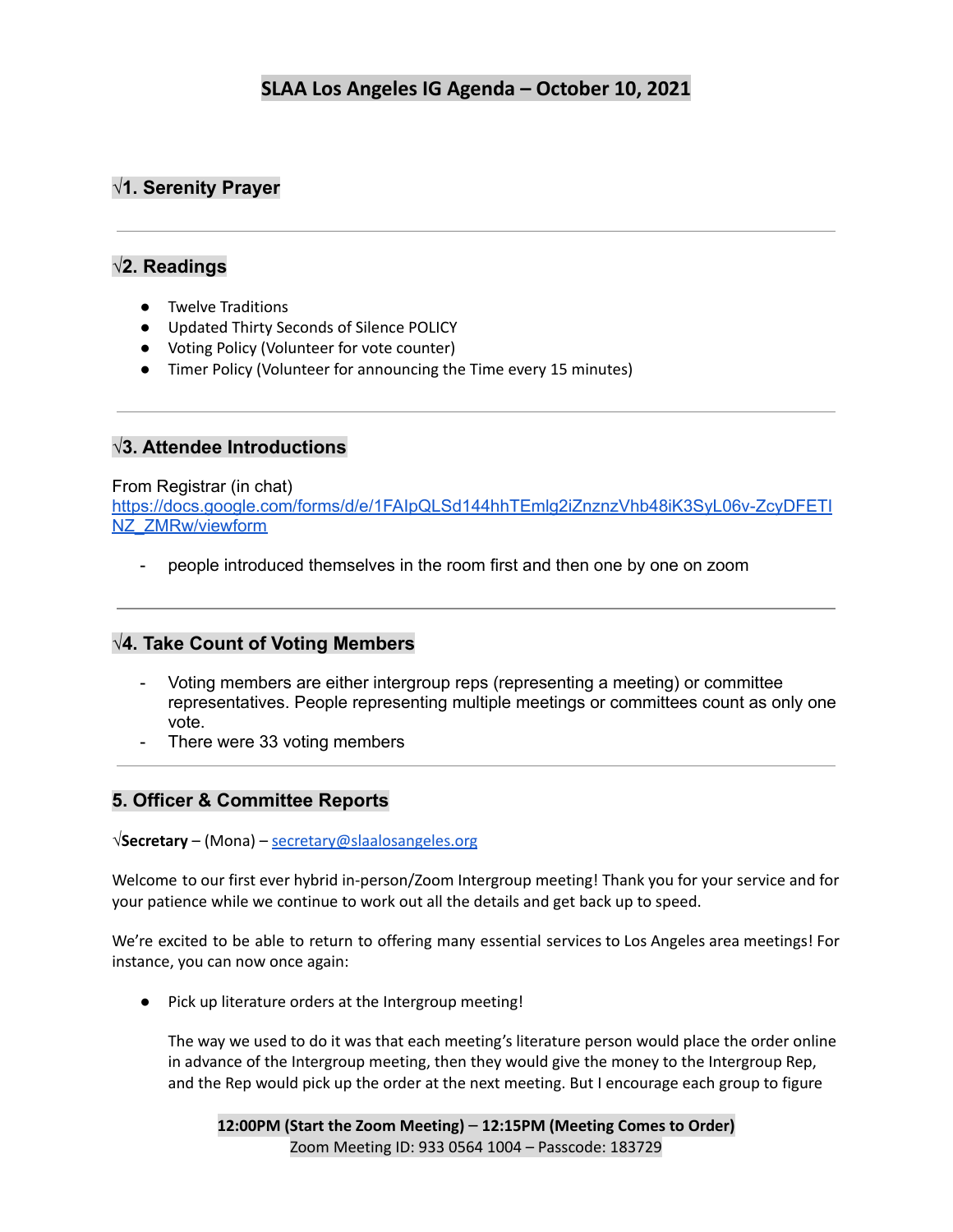# SLAA Los Angeles IG Agenda – October 10, 2021

## √1. Serenity Prayer

---

## √2. Readings

- Twelve Traditions
- Updated Thirty Seconds of Silence POLICY
- Voting Policy (Volunteer for vote counter)
- Timer Policy (Volunteer for announcing the Time every 15 minutes)

---

## √3. Attendee Introductions

From Registrar (in chat)
https://docs.google.com/forms/d/e/1FAIpQLSd144hhTEmlg2iZnznzVhb48iK3SyL06v-ZcyDFETINZ_ZMRw/viewform

- people introduced themselves in the room first and then one by one on zoom

---

## √4. Take Count of Voting Members

- Voting members are either intergroup reps (representing a meeting) or committee representatives. People representing multiple meetings or committees count as only one vote.
- There were 33 voting members

---

## 5. Officer & Committee Reports

√**Secretary** – (Mona) – secretary@slaalosangeles.org

Welcome to our first ever hybrid in-person/Zoom Intergroup meeting! Thank you for your service and for your patience while we continue to work out all the details and get back up to speed.

We're excited to be able to return to offering many essential services to Los Angeles area meetings! For instance, you can now once again:

- Pick up literature orders at the Intergroup meeting!

  The way we used to do it was that each meeting's literature person would place the order online in advance of the Intergroup meeting, then they would give the money to the Intergroup Rep, and the Rep would pick up the order at the next meeting. But I encourage each group to figure

**12:00PM (Start the Zoom Meeting) – 12:15PM (Meeting Comes to Order)**
Zoom Meeting ID: 933 0564 1004 – Passcode: 183729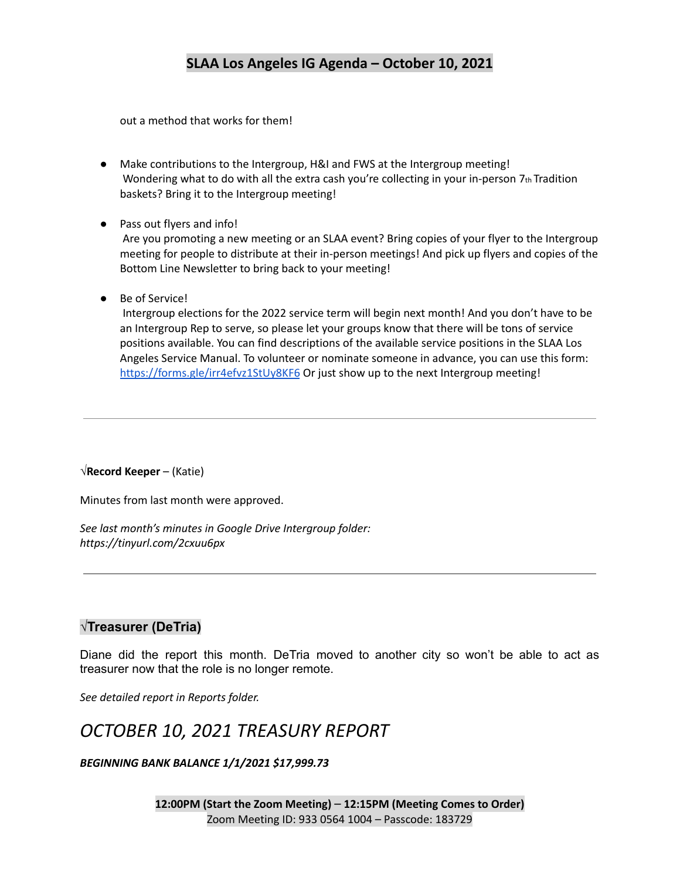out a method that works for them!

- Make contributions to the Intergroup, H&I and FWS at the Intergroup meeting!
  Wondering what to do with all the extra cash you're collecting in your in-person 7th Tradition baskets? Bring it to the Intergroup meeting!

- Pass out flyers and info!
  Are you promoting a new meeting or an SLAA event? Bring copies of your flyer to the Intergroup meeting for people to distribute at their in-person meetings! And pick up flyers and copies of the Bottom Line Newsletter to bring back to your meeting!

- Be of Service!
  Intergroup elections for the 2022 service term will begin next month! And you don't have to be an Intergroup Rep to serve, so please let your groups know that there will be tons of service positions available. You can find descriptions of the available service positions in the SLAA Los Angeles Service Manual. To volunteer or nominate someone in advance, you can use this form: [https://forms.gle/irr4efvz1StUy8KF6](https://forms.gle/irr4efvz1StUy8KF6) Or just show up to the next Intergroup meeting!

---

√**Record Keeper** – (Katie)

Minutes from last month were approved.

*See last month's minutes in Google Drive Intergroup folder: https://tinyurl.com/2cxuu6px*

---

### √Treasurer (DeTria)

Diane did the report this month. DeTria moved to another city so won't be able to act as treasurer now that the role is no longer remote.

*See detailed report in Reports folder.*

## *OCTOBER 10, 2021 TREASURY REPORT*

***BEGINNING BANK BALANCE 1/1/2021 $17,999.73***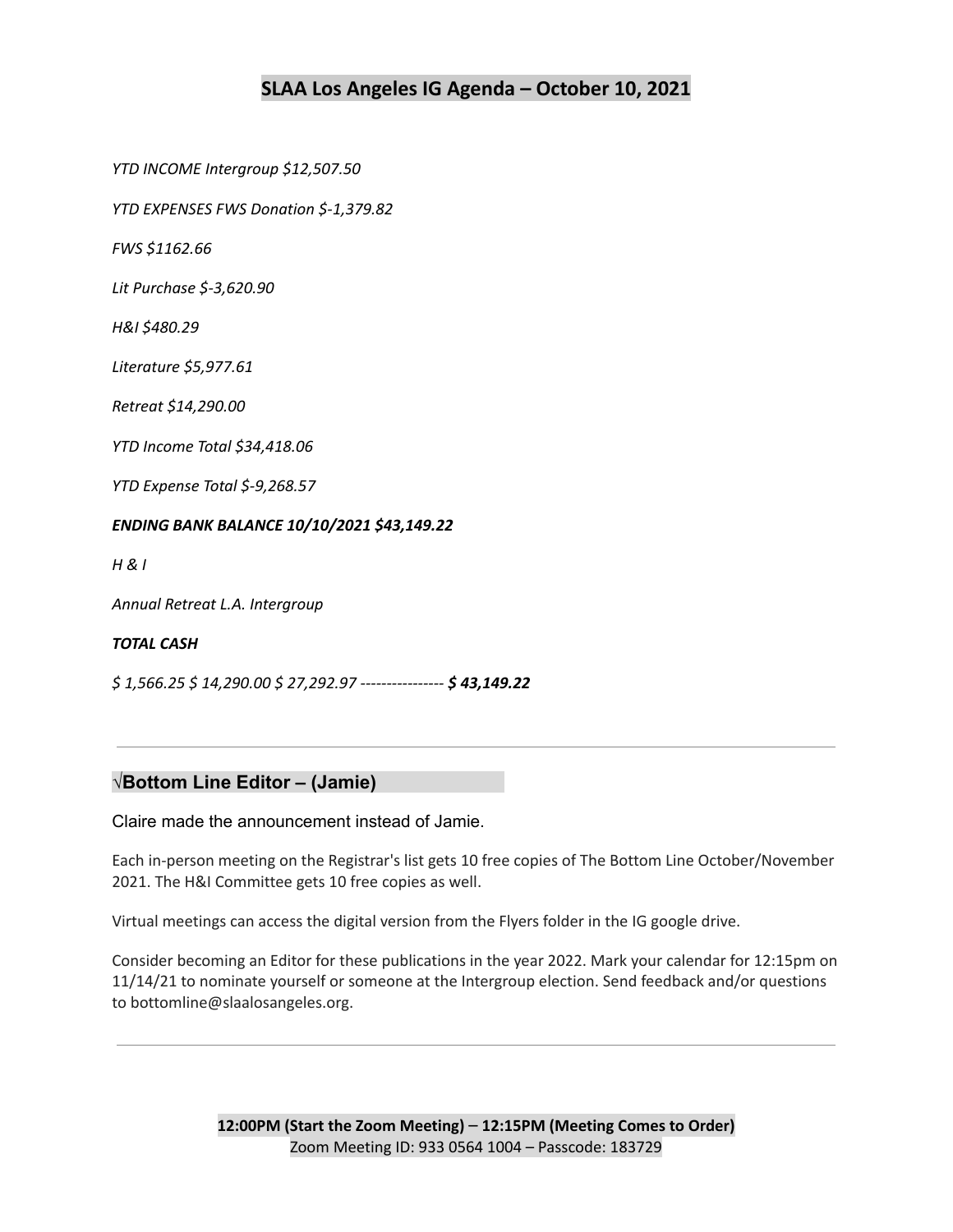## SLAA Los Angeles IG Agenda – October 10, 2021

*YTD INCOME Intergroup $12,507.50*

*YTD EXPENSES FWS Donation $-1,379.82*

*FWS $1162.66*

*Lit Purchase $-3,620.90*

*H&I $480.29*

*Literature $5,977.61*

*Retreat $14,290.00*

*YTD Income Total $34,418.06*

*YTD Expense Total $-9,268.57*

***ENDING BANK BALANCE 10/10/2021 $43,149.22***

*H & I*

*Annual Retreat L.A. Intergroup*

***TOTAL CASH***

*$ 1,566.25 $ 14,290.00 $ 27,292.97 ----------------* ***$ 43,149.22***

---

### √Bottom Line Editor – (Jamie)

Claire made the announcement instead of Jamie.

Each in-person meeting on the Registrar's list gets 10 free copies of The Bottom Line October/November 2021. The H&I Committee gets 10 free copies as well.

Virtual meetings can access the digital version from the Flyers folder in the IG google drive.

Consider becoming an Editor for these publications in the year 2022. Mark your calendar for 12:15pm on 11/14/21 to nominate yourself or someone at the Intergroup election. Send feedback and/or questions to bottomline@slaalosangeles.org.

---

**12:00PM (Start the Zoom Meeting) – 12:15PM (Meeting Comes to Order)**
Zoom Meeting ID: 933 0564 1004 – Passcode: 183729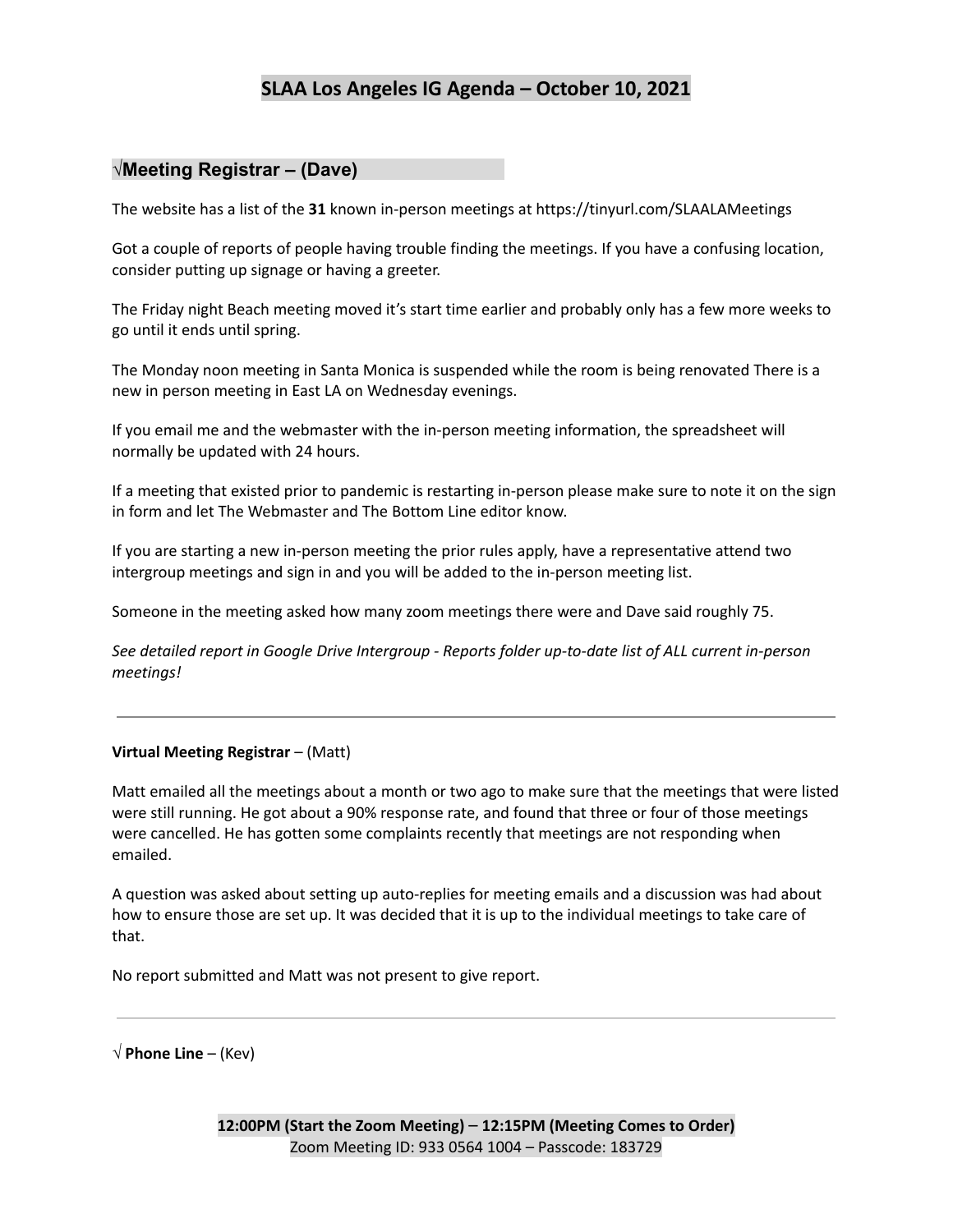# SLAA Los Angeles IG Agenda – October 10, 2021

## √Meeting Registrar – (Dave)

The website has a list of the **31** known in-person meetings at https://tinyurl.com/SLAALAMeetings

Got a couple of reports of people having trouble finding the meetings. If you have a confusing location, consider putting up signage or having a greeter.

The Friday night Beach meeting moved it's start time earlier and probably only has a few more weeks to go until it ends until spring.

The Monday noon meeting in Santa Monica is suspended while the room is being renovated There is a new in person meeting in East LA on Wednesday evenings.

If you email me and the webmaster with the in-person meeting information, the spreadsheet will normally be updated with 24 hours.

If a meeting that existed prior to pandemic is restarting in-person please make sure to note it on the sign in form and let The Webmaster and The Bottom Line editor know.

If you are starting a new in-person meeting the prior rules apply, have a representative attend two intergroup meetings and sign in and you will be added to the in-person meeting list.

Someone in the meeting asked how many zoom meetings there were and Dave said roughly 75.

*See detailed report in Google Drive Intergroup - Reports folder up-to-date list of ALL current in-person meetings!*

---

**Virtual Meeting Registrar** – (Matt)

Matt emailed all the meetings about a month or two ago to make sure that the meetings that were listed were still running. He got about a 90% response rate, and found that three or four of those meetings were cancelled. He has gotten some complaints recently that meetings are not responding when emailed.

A question was asked about setting up auto-replies for meeting emails and a discussion was had about how to ensure those are set up. It was decided that it is up to the individual meetings to take care of that.

No report submitted and Matt was not present to give report.

---

√ **Phone Line** – (Kev)

**12:00PM (Start the Zoom Meeting)** – **12:15PM (Meeting Comes to Order)**
Zoom Meeting ID: 933 0564 1004 – Passcode: 183729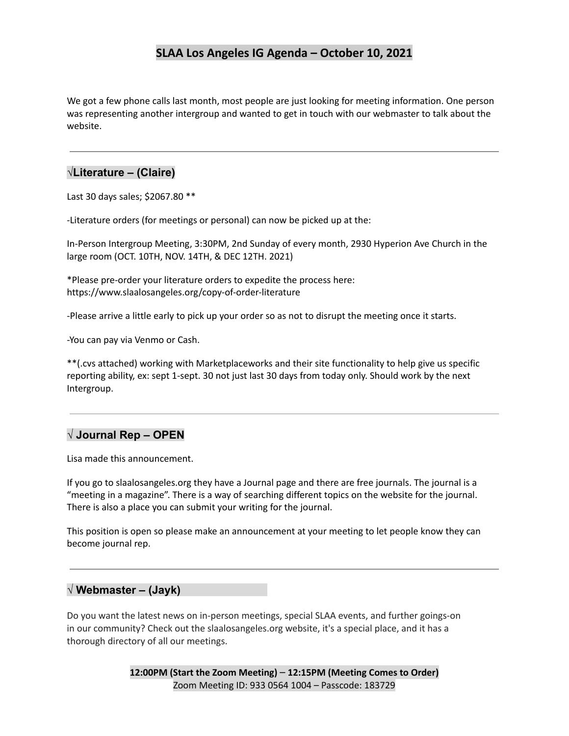# SLAA Los Angeles IG Agenda – October 10, 2021

We got a few phone calls last month, most people are just looking for meeting information. One person was representing another intergroup and wanted to get in touch with our webmaster to talk about the website.

---

## √Literature – (Claire)

Last 30 days sales; $2067.80 **

-Literature orders (for meetings or personal) can now be picked up at the:

In-Person Intergroup Meeting, 3:30PM, 2nd Sunday of every month, 2930 Hyperion Ave Church in the large room (OCT. 10TH, NOV. 14TH, & DEC 12TH. 2021)

*Please pre-order your literature orders to expedite the process here: https://www.slaalosangeles.org/copy-of-order-literature

-Please arrive a little early to pick up your order so as not to disrupt the meeting once it starts.

-You can pay via Venmo or Cash.

**(.cvs attached) working with Marketplaceworks and their site functionality to help give us specific reporting ability, ex: sept 1-sept. 30 not just last 30 days from today only. Should work by the next Intergroup.

---

## √ Journal Rep – OPEN

Lisa made this announcement.

If you go to slaalosangeles.org they have a Journal page and there are free journals. The journal is a "meeting in a magazine". There is a way of searching different topics on the website for the journal. There is also a place you can submit your writing for the journal.

This position is open so please make an announcement at your meeting to let people know they can become journal rep.

---

## √ Webmaster – (Jayk)

Do you want the latest news on in-person meetings, special SLAA events, and further goings-on in our community? Check out the slaalosangeles.org website, it's a special place, and it has a thorough directory of all our meetings.

**12:00PM (Start the Zoom Meeting) – 12:15PM (Meeting Comes to Order)**
Zoom Meeting ID: 933 0564 1004 – Passcode: 183729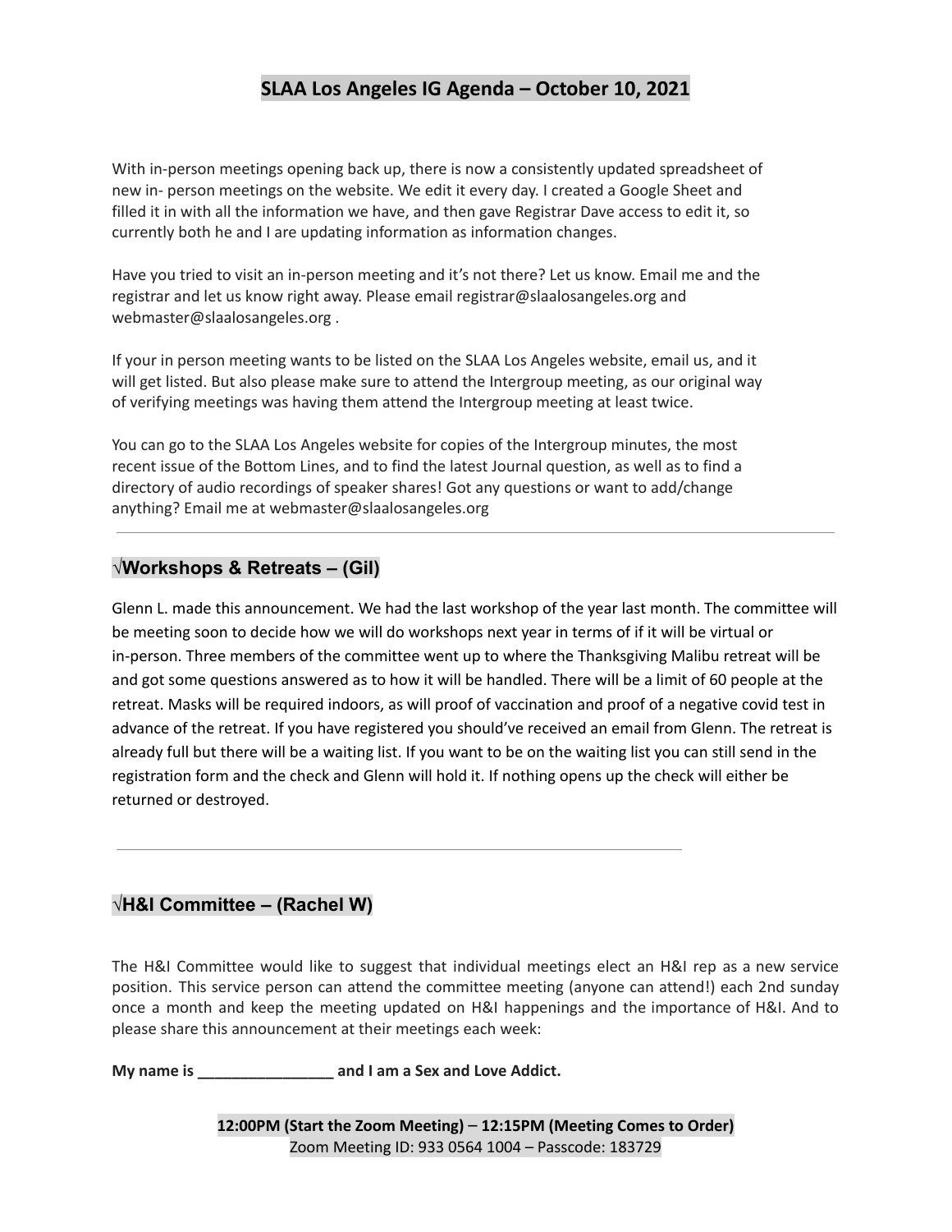With in-person meetings opening back up, there is now a consistently updated spreadsheet of new in- person meetings on the website. We edit it every day. I created a Google Sheet and filled it in with all the information we have, and then gave Registrar Dave access to edit it, so currently both he and I are updating information as information changes.

Have you tried to visit an in-person meeting and it's not there? Let us know. Email me and the registrar and let us know right away. Please email registrar@slaalosangeles.org and webmaster@slaalosangeles.org .

If your in person meeting wants to be listed on the SLAA Los Angeles website, email us, and it will get listed. But also please make sure to attend the Intergroup meeting, as our original way of verifying meetings was having them attend the Intergroup meeting at least twice.

You can go to the SLAA Los Angeles website for copies of the Intergroup minutes, the most recent issue of the Bottom Lines, and to find the latest Journal question, as well as to find a directory of audio recordings of speaker shares! Got any questions or want to add/change anything? Email me at webmaster@slaalosangeles.org

---

## √Workshops & Retreats – (Gil)

Glenn L. made this announcement. We had the last workshop of the year last month. The committee will be meeting soon to decide how we will do workshops next year in terms of if it will be virtual or in-person. Three members of the committee went up to where the Thanksgiving Malibu retreat will be and got some questions answered as to how it will be handled. There will be a limit of 60 people at the retreat. Masks will be required indoors, as will proof of vaccination and proof of a negative covid test in advance of the retreat. If you have registered you should've received an email from Glenn. The retreat is already full but there will be a waiting list. If you want to be on the waiting list you can still send in the registration form and the check and Glenn will hold it. If nothing opens up the check will either be returned or destroyed.

---

## √H&I Committee – (Rachel W)

The H&I Committee would like to suggest that individual meetings elect an H&I rep as a new service position. This service person can attend the committee meeting (anyone can attend!) each 2nd sunday once a month and keep the meeting updated on H&I happenings and the importance of H&I. And to please share this announcement at their meetings each week:

**My name is ________________ and I am a Sex and Love Addict.**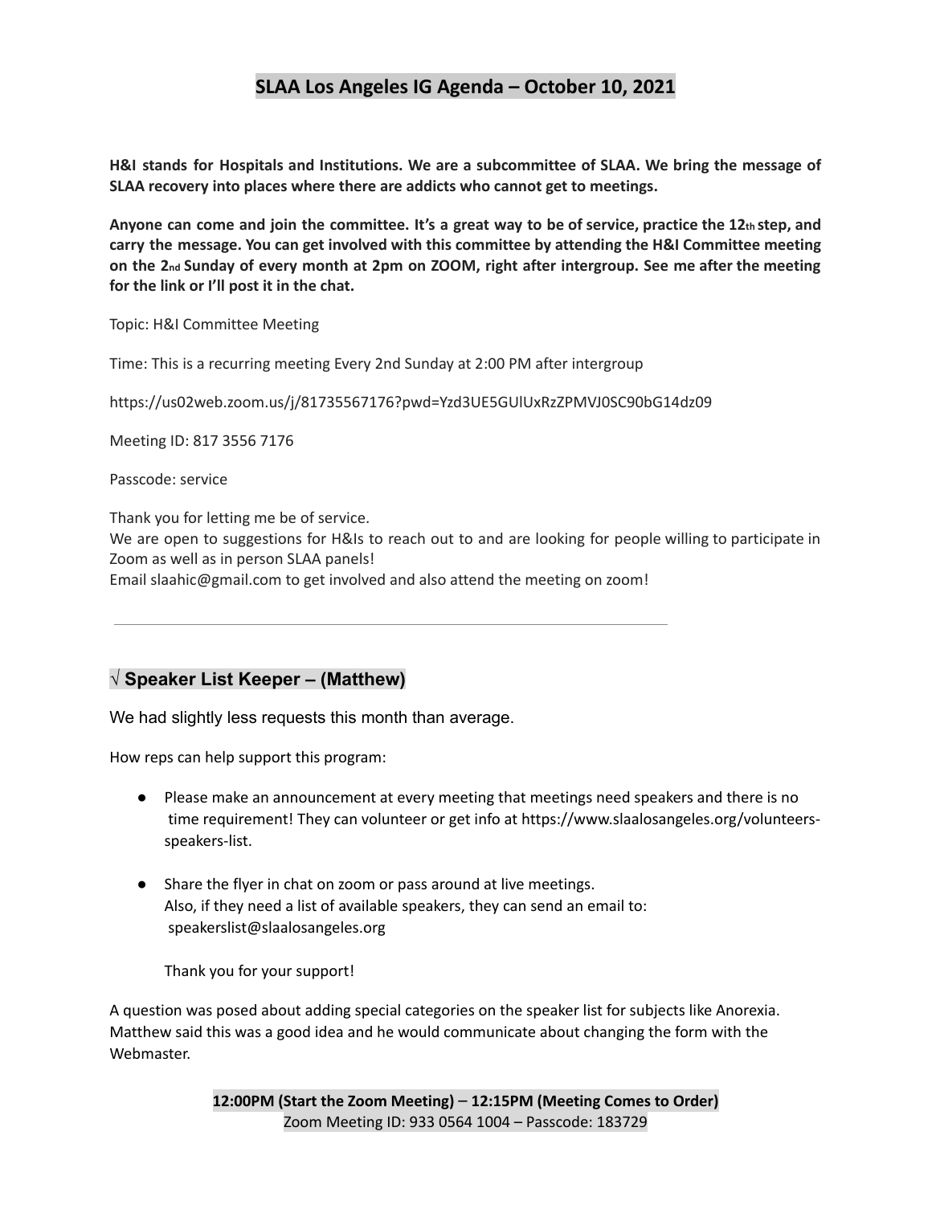## SLAA Los Angeles IG Agenda – October 10, 2021

**H&I stands for Hospitals and Institutions. We are a subcommittee of SLAA. We bring the message of SLAA recovery into places where there are addicts who cannot get to meetings.**

**Anyone can come and join the committee. It's a great way to be of service, practice the 12th step, and carry the message. You can get involved with this committee by attending the H&I Committee meeting on the 2nd Sunday of every month at 2pm on ZOOM, right after intergroup. See me after the meeting for the link or I'll post it in the chat.**

Topic: H&I Committee Meeting

Time: This is a recurring meeting Every 2nd Sunday at 2:00 PM after intergroup

https://us02web.zoom.us/j/81735567176?pwd=Yzd3UE5GUlUxRzZPMVJ0SC90bG14dz09

Meeting ID: 817 3556 7176

Passcode: service

Thank you for letting me be of service.
We are open to suggestions for H&Is to reach out to and are looking for people willing to participate in Zoom as well as in person SLAA panels!
Email slaahic@gmail.com to get involved and also attend the meeting on zoom!

---

### √ Speaker List Keeper – (Matthew)

We had slightly less requests this month than average.

How reps can help support this program:

- Please make an announcement at every meeting that meetings need speakers and there is no time requirement! They can volunteer or get info at https://www.slaalosangeles.org/volunteers-speakers-list.

- Share the flyer in chat on zoom or pass around at live meetings.
  Also, if they need a list of available speakers, they can send an email to: speakerslist@slaalosangeles.org

  Thank you for your support!

A question was posed about adding special categories on the speaker list for subjects like Anorexia. Matthew said this was a good idea and he would communicate about changing the form with the Webmaster.

**12:00PM (Start the Zoom Meeting) – 12:15PM (Meeting Comes to Order)**
Zoom Meeting ID: 933 0564 1004 – Passcode: 183729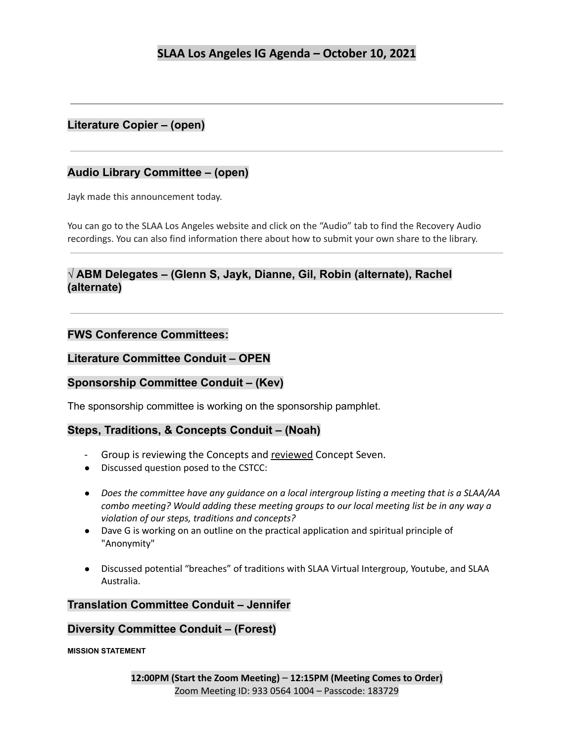# SLAA Los Angeles IG Agenda – October 10, 2021

---

## Literature Copier – (open)

---

## Audio Library Committee – (open)

Jayk made this announcement today.

You can go to the SLAA Los Angeles website and click on the “Audio” tab to find the Recovery Audio recordings. You can also find information there about how to submit your own share to the library.

---

## √ ABM Delegates – (Glenn S, Jayk, Dianne, Gil, Robin (alternate), Rachel (alternate)

---

## FWS Conference Committees:

## Literature Committee Conduit – OPEN

## Sponsorship Committee Conduit – (Kev)

The sponsorship committee is working on the sponsorship pamphlet.

## Steps, Traditions, & Concepts Conduit – (Noah)

- Group is reviewing the Concepts and reviewed Concept Seven.
- Discussed question posed to the CSTCC:
- *Does the committee have any guidance on a local intergroup listing a meeting that is a SLAA/AA combo meeting? Would adding these meeting groups to our local meeting list be in any way a violation of our steps, traditions and concepts?*
- Dave G is working on an outline on the practical application and spiritual principle of "Anonymity"
- Discussed potential “breaches” of traditions with SLAA Virtual Intergroup, Youtube, and SLAA Australia.

## Translation Committee Conduit – Jennifer

## Diversity Committee Conduit – (Forest)

**MISSION STATEMENT**

**12:00PM (Start the Zoom Meeting) – 12:15PM (Meeting Comes to Order)**
Zoom Meeting ID: 933 0564 1004 – Passcode: 183729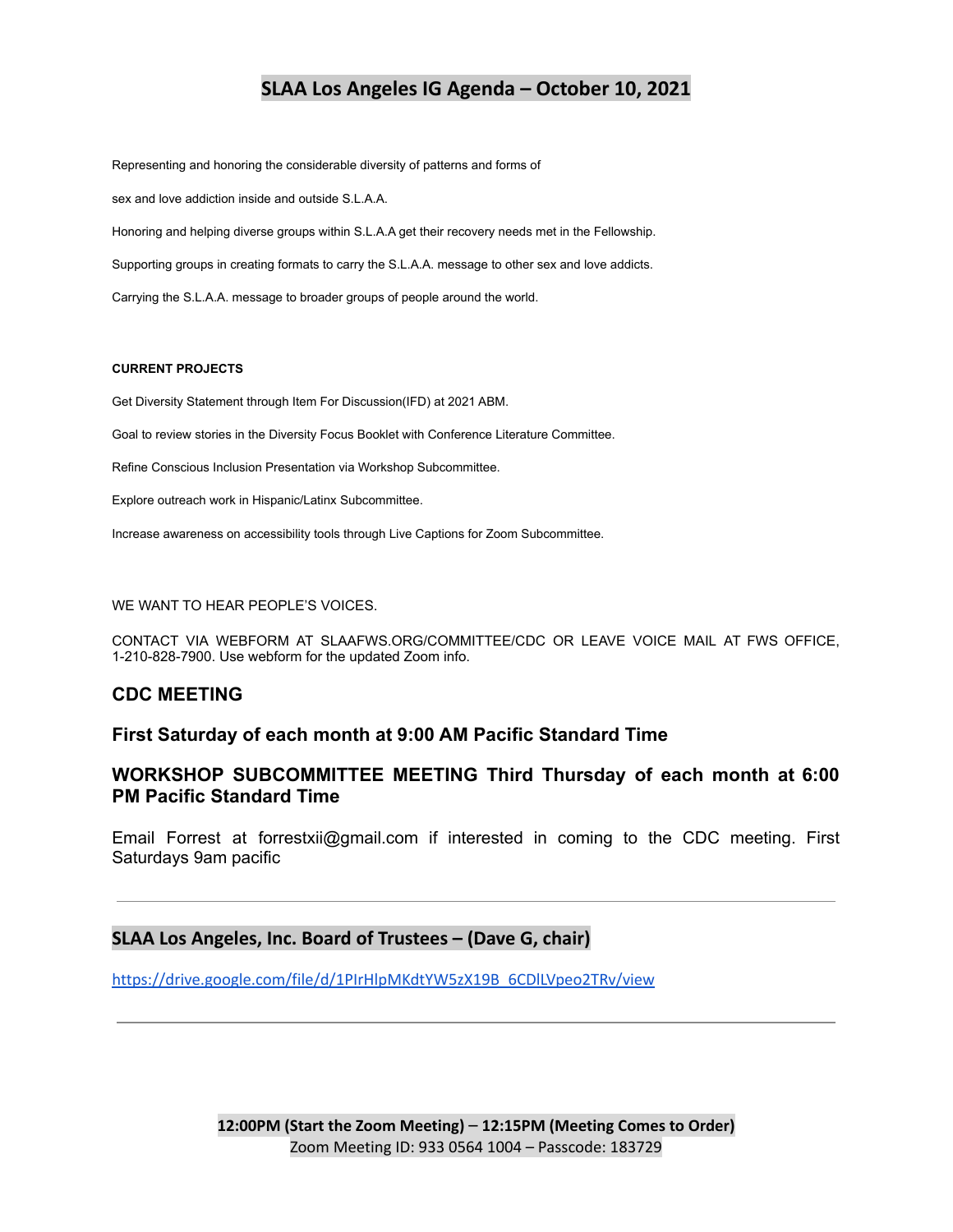# SLAA Los Angeles IG Agenda – October 10, 2021

Representing and honoring the considerable diversity of patterns and forms of

sex and love addiction inside and outside S.L.A.A.

Honoring and helping diverse groups within S.L.A.A get their recovery needs met in the Fellowship.

Supporting groups in creating formats to carry the S.L.A.A. message to other sex and love addicts.

Carrying the S.L.A.A. message to broader groups of people around the world.

**CURRENT PROJECTS**

Get Diversity Statement through Item For Discussion(IFD) at 2021 ABM.

Goal to review stories in the Diversity Focus Booklet with Conference Literature Committee.

Refine Conscious Inclusion Presentation via Workshop Subcommittee.

Explore outreach work in Hispanic/Latinx Subcommittee.

Increase awareness on accessibility tools through Live Captions for Zoom Subcommittee.

WE WANT TO HEAR PEOPLE'S VOICES.

CONTACT VIA WEBFORM AT SLAAFWS.ORG/COMMITTEE/CDC OR LEAVE VOICE MAIL AT FWS OFFICE, 1-210-828-7900. Use webform for the updated Zoom info.

### CDC MEETING

### First Saturday of each month at 9:00 AM Pacific Standard Time

### WORKSHOP SUBCOMMITTEE MEETING Third Thursday of each month at 6:00 PM Pacific Standard Time

Email Forrest at forrestxii@gmail.com if interested in coming to the CDC meeting. First Saturdays 9am pacific

---

## SLAA Los Angeles, Inc. Board of Trustees – (Dave G, chair)

https://drive.google.com/file/d/1PIrHlpMKdtYW5zX19B_6CDlLVpeo2TRv/view

---

**12:00PM (Start the Zoom Meeting) – 12:15PM (Meeting Comes to Order)**
Zoom Meeting ID: 933 0564 1004 – Passcode: 183729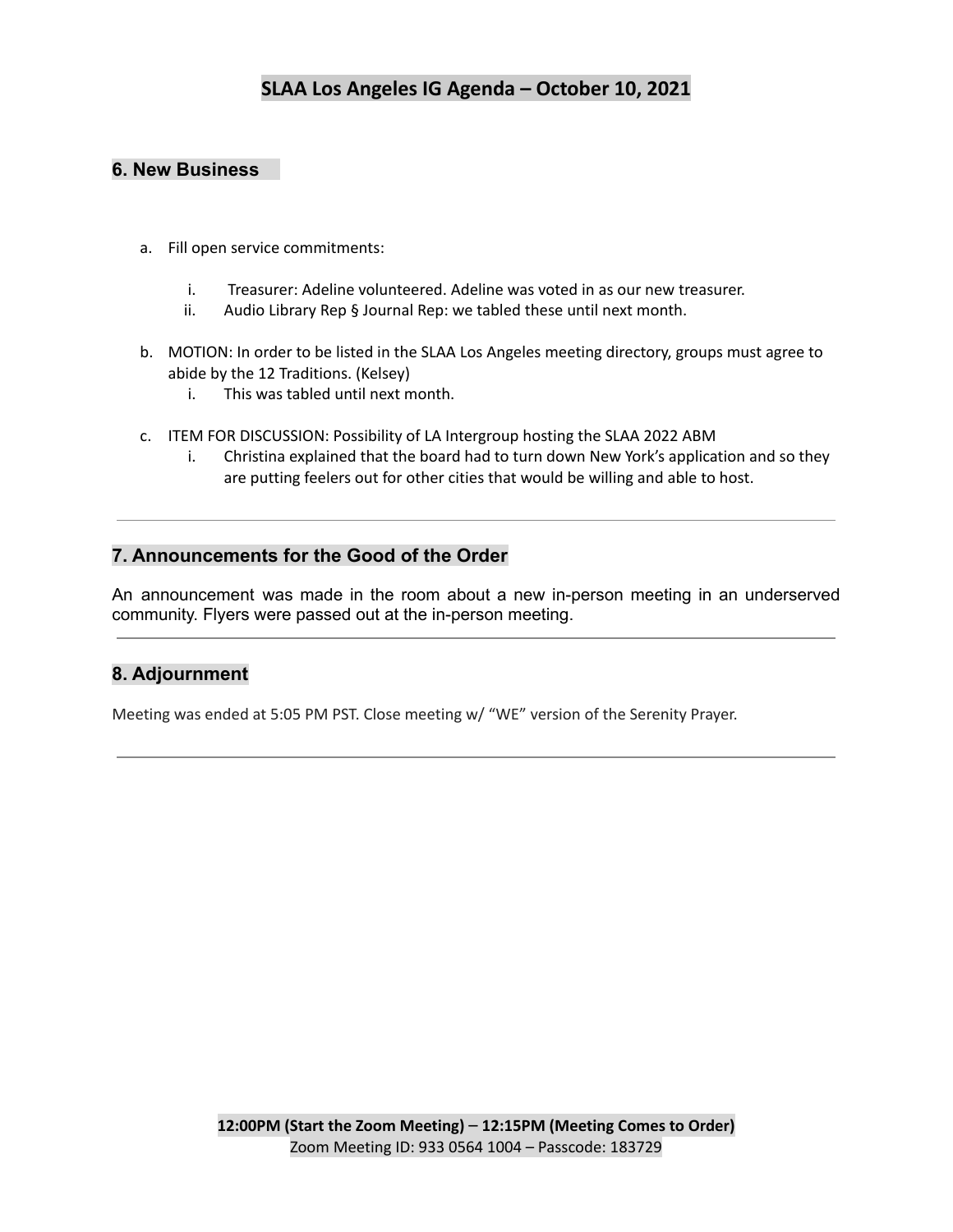## 6. New Business

a. Fill open service commitments:

   i. Treasurer: Adeline volunteered. Adeline was voted in as our new treasurer.

   ii. Audio Library Rep § Journal Rep: we tabled these until next month.

b. MOTION: In order to be listed in the SLAA Los Angeles meeting directory, groups must agree to abide by the 12 Traditions. (Kelsey)

   i. This was tabled until next month.

c. ITEM FOR DISCUSSION: Possibility of LA Intergroup hosting the SLAA 2022 ABM

   i. Christina explained that the board had to turn down New York's application and so they are putting feelers out for other cities that would be willing and able to host.

---

## 7. Announcements for the Good of the Order

An announcement was made in the room about a new in-person meeting in an underserved community. Flyers were passed out at the in-person meeting.

---

## 8. Adjournment

Meeting was ended at 5:05 PM PST. Close meeting w/ "WE" version of the Serenity Prayer.

---